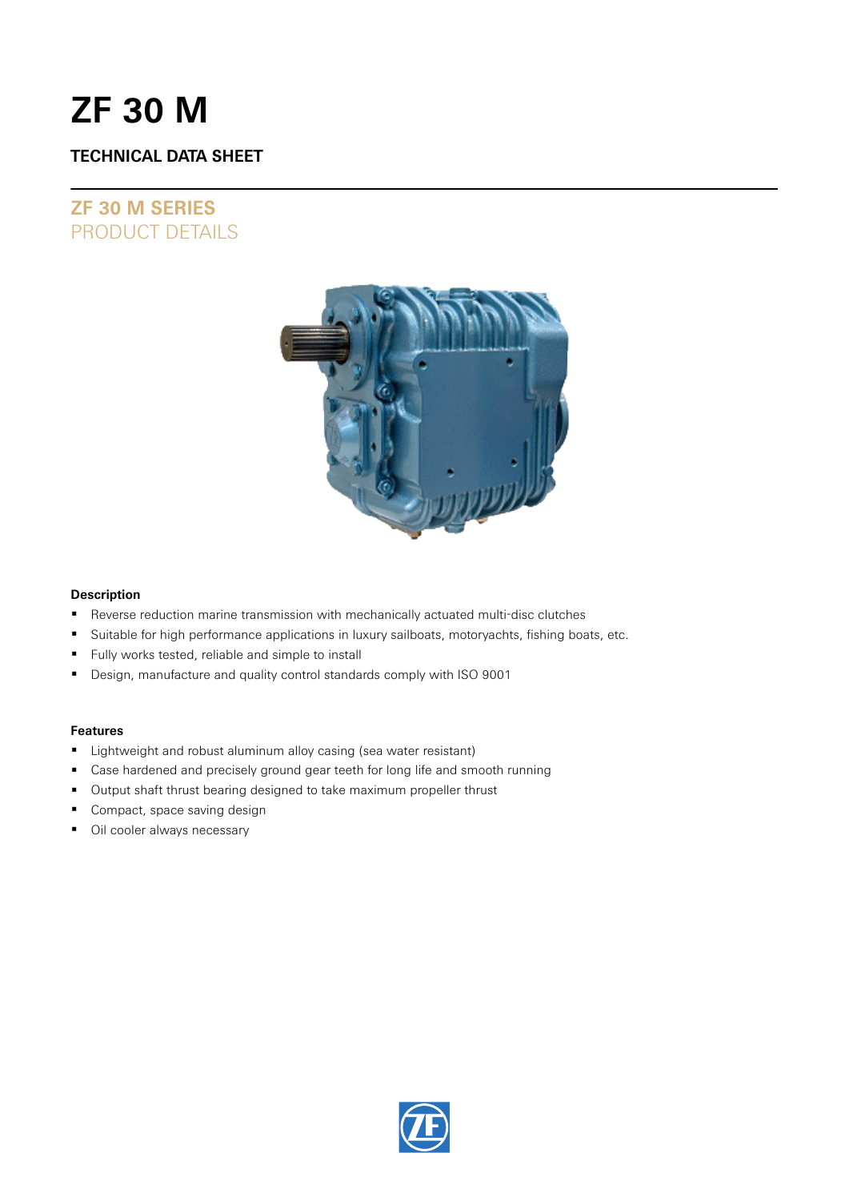# ZF 30 M

**TECHNICAL DATA SHEET**

## ZF 30 M SERIES
PRODUCT DETAILS

**Description**

- Reverse reduction marine transmission with mechanically actuated multi-disc clutches
- Suitable for high performance applications in luxury sailboats, motoryachts, fishing boats, etc.
- Fully works tested, reliable and simple to install
- Design, manufacture and quality control standards comply with ISO 9001

**Features**

- Lightweight and robust aluminum alloy casing (sea water resistant)
- Case hardened and precisely ground gear teeth for long life and smooth running
- Output shaft thrust bearing designed to take maximum propeller thrust
- Compact, space saving design
- Oil cooler always necessary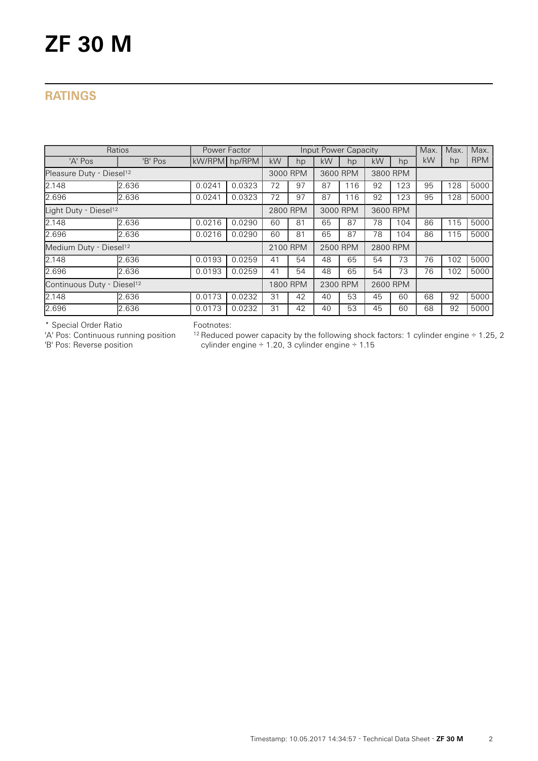# ZF 30 M

## RATINGS

| Ratios | | Power Factor | | Input Power Capacity | | | | | | Max. | Max. | Max. |
|---|---|---|---|---|---|---|---|---|---|---|---|---|
| 'A' Pos | 'B' Pos | kW/RPM | hp/RPM | kW | hp | kW | hp | kW | hp | kW | hp | RPM |
| Pleasure Duty - Diesel[12] | | | | 3000 RPM | | 3600 RPM | | 3800 RPM | | | | |
| 2.148 | 2.636 | 0.0241 | 0.0323 | 72 | 97 | 87 | 116 | 92 | 123 | 95 | 128 | 5000 |
| 2.696 | 2.636 | 0.0241 | 0.0323 | 72 | 97 | 87 | 116 | 92 | 123 | 95 | 128 | 5000 |
| Light Duty - Diesel[12] | | | | 2800 RPM | | 3000 RPM | | 3600 RPM | | | | |
| 2.148 | 2.636 | 0.0216 | 0.0290 | 60 | 81 | 65 | 87 | 78 | 104 | 86 | 115 | 5000 |
| 2.696 | 2.636 | 0.0216 | 0.0290 | 60 | 81 | 65 | 87 | 78 | 104 | 86 | 115 | 5000 |
| Medium Duty - Diesel[12] | | | | 2100 RPM | | 2500 RPM | | 2800 RPM | | | | |
| 2.148 | 2.636 | 0.0193 | 0.0259 | 41 | 54 | 48 | 65 | 54 | 73 | 76 | 102 | 5000 |
| 2.696 | 2.636 | 0.0193 | 0.0259 | 41 | 54 | 48 | 65 | 54 | 73 | 76 | 102 | 5000 |
| Continuous Duty - Diesel[12] | | | | 1800 RPM | | 2300 RPM | | 2600 RPM | | | | |
| 2.148 | 2.636 | 0.0173 | 0.0232 | 31 | 42 | 40 | 53 | 45 | 60 | 68 | 92 | 5000 |
| 2.696 | 2.636 | 0.0173 | 0.0232 | 31 | 42 | 40 | 53 | 45 | 60 | 68 | 92 | 5000 |

* Special Order Ratio
'A' Pos: Continuous running position
'B' Pos: Reverse position

Footnotes:
[12] Reduced power capacity by the following shock factors: 1 cylinder engine ÷ 1.25, 2 cylinder engine ÷ 1.20, 3 cylinder engine ÷ 1.15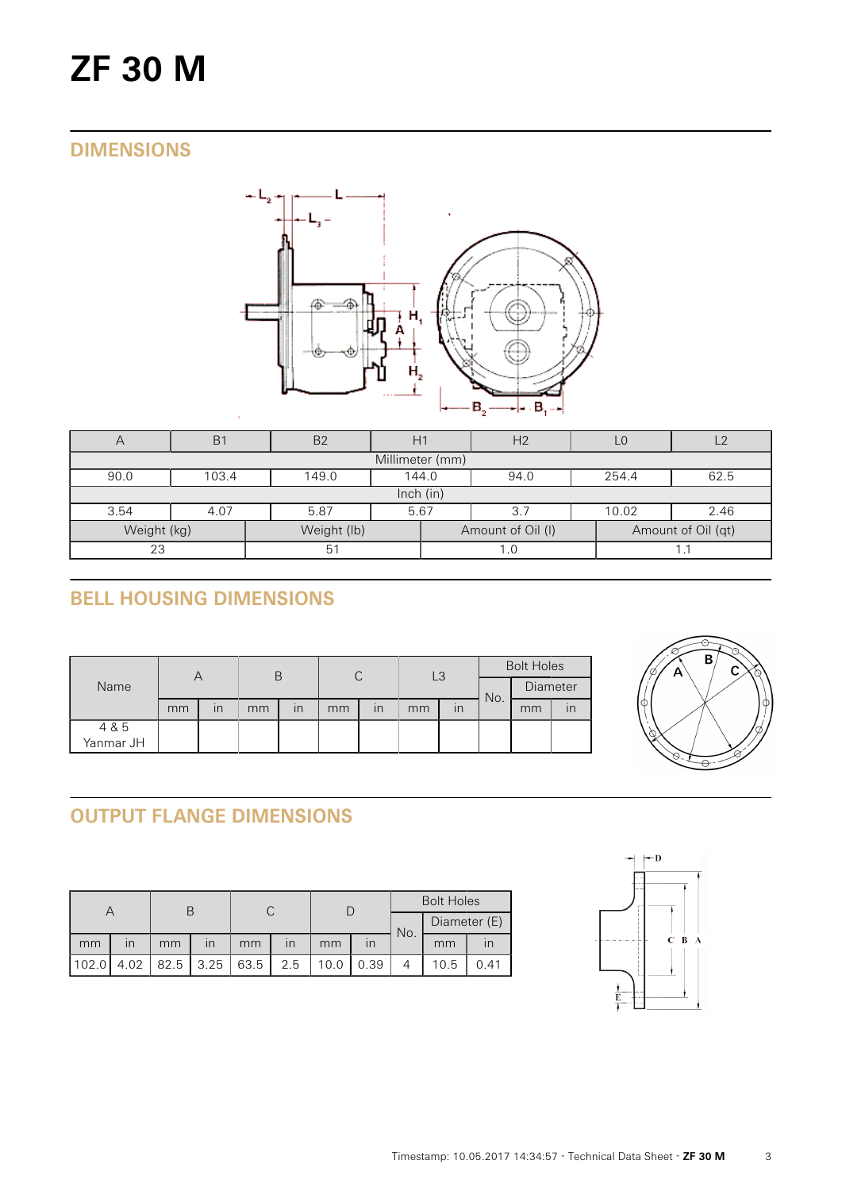# ZF 30 M

## DIMENSIONS

| A | B1 | B2 | H1 | H2 | L0 | L2 |
|---|---|---|---|---|---|---|
| Millimeter (mm) | | | | | | |
| 90.0 | 103.4 | 149.0 | 144.0 | 94.0 | 254.4 | 62.5 |
| Inch (in) | | | | | | |
| 3.54 | 4.07 | 5.87 | 5.67 | 3.7 | 10.02 | 2.46 |

| Weight (kg) | Weight (lb) | Amount of Oil (l) | Amount of Oil (qt) |
|---|---|---|---|
| 23 | 51 | 1.0 | 1.1 |

## BELL HOUSING DIMENSIONS

| Name | A | | B | | C | | L3 | | Bolt Holes | | |
|---|---|---|---|---|---|---|---|---|---|---|---|
| | | | | | | | | | No. | Diameter | |
| | mm | in | mm | in | mm | in | mm | in | | mm | in |
| 4 & 5 Yanmar JH | | | | | | | | | | | |

## OUTPUT FLANGE DIMENSIONS

| A | | B | | C | | D | | Bolt Holes | | |
|---|---|---|---|---|---|---|---|---|---|---|
| | | | | | | | | No. | Diameter (E) | |
| mm | in | mm | in | mm | in | mm | in | | mm | in |
| 102.0 | 4.02 | 82.5 | 3.25 | 63.5 | 2.5 | 10.0 | 0.39 | 4 | 10.5 | 0.41 |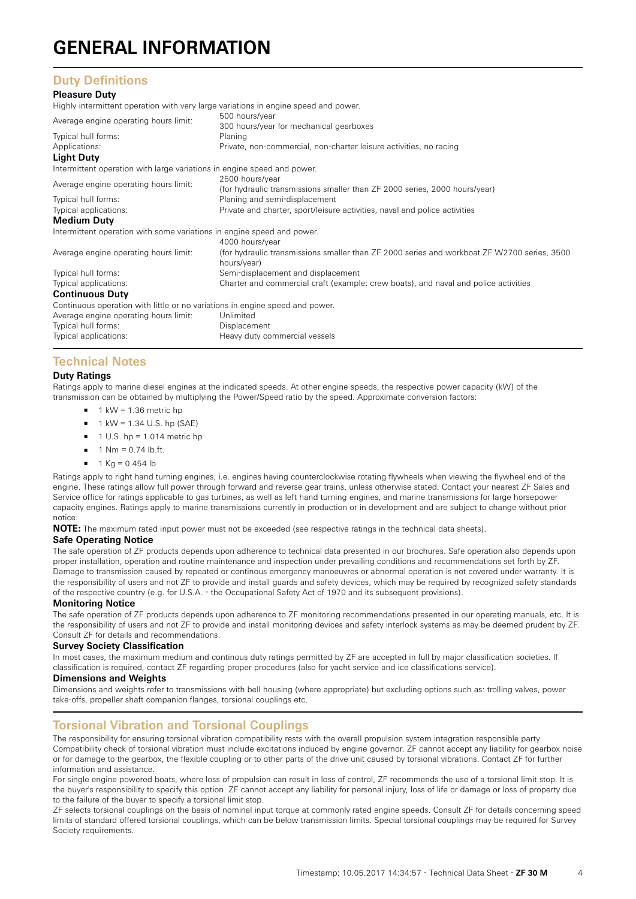# GENERAL INFORMATION

## Duty Definitions

### Pleasure Duty

Highly intermittent operation with very large variations in engine speed and power.

| | |
|---|---|
| Average engine operating hours limit: | 500 hours/year<br>300 hours/year for mechanical gearboxes |
| Typical hull forms: | Planing |
| Applications: | Private, non-commercial, non-charter leisure activities, no racing |

### Light Duty

Intermittent operation with large variations in engine speed and power.

| | |
|---|---|
| Average engine operating hours limit: | 2500 hours/year<br>(for hydraulic transmissions smaller than ZF 2000 series, 2000 hours/year) |
| Typical hull forms: | Planing and semi-displacement |
| Typical applications: | Private and charter, sport/leisure activities, naval and police activities |

### Medium Duty

Intermittent operation with some variations in engine speed and power.

| | |
|---|---|
| Average engine operating hours limit: | 4000 hours/year<br>(for hydraulic transmissions smaller than ZF 2000 series and workboat ZF W2700 series, 3500 hours/year) |
| Typical hull forms: | Semi-displacement and displacement |
| Typical applications: | Charter and commercial craft (example: crew boats), and naval and police activities |

### Continuous Duty

Continuous operation with little or no variations in engine speed and power.

| | |
|---|---|
| Average engine operating hours limit: | Unlimited |
| Typical hull forms: | Displacement |
| Typical applications: | Heavy duty commercial vessels |

## Technical Notes

### Duty Ratings

Ratings apply to marine diesel engines at the indicated speeds. At other engine speeds, the respective power capacity (kW) of the transmission can be obtained by multiplying the Power/Speed ratio by the speed. Approximate conversion factors:

- 1 kW = 1.36 metric hp
- 1 kW = 1.34 U.S. hp (SAE)
- 1 U.S. hp = 1.014 metric hp
- 1 Nm = 0.74 lb.ft.
- 1 Kg = 0.454 lb

Ratings apply to right hand turning engines, i.e. engines having counterclockwise rotating flywheels when viewing the flywheel end of the engine. These ratings allow full power through forward and reverse gear trains, unless otherwise stated. Contact your nearest ZF Sales and Service office for ratings applicable to gas turbines, as well as left hand turning engines, and marine transmissions for large horsepower capacity engines. Ratings apply to marine transmissions currently in production or in development and are subject to change without prior notice.

**NOTE:** The maximum rated input power must not be exceeded (see respective ratings in the technical data sheets).

### Safe Operating Notice

The safe operation of ZF products depends upon adherence to technical data presented in our brochures. Safe operation also depends upon proper installation, operation and routine maintenance and inspection under prevailing conditions and recommendations set forth by ZF. Damage to transmission caused by repeated or continous emergency manoeuvres or abnormal operation is not covered under warranty. It is the responsibility of users and not ZF to provide and install guards and safety devices, which may be required by recognized safety standards of the respective country (e.g. for U.S.A. - the Occupational Safety Act of 1970 and its subsequent provisions).

### Monitoring Notice

The safe operation of ZF products depends upon adherence to ZF monitoring recommendations presented in our operating manuals, etc. It is the responsibility of users and not ZF to provide and install monitoring devices and safety interlock systems as may be deemed prudent by ZF. Consult ZF for details and recommendations.

### Survey Society Classification

In most cases, the maximum medium and continous duty ratings permitted by ZF are accepted in full by major classification societies. If classification is required, contact ZF regarding proper procedures (also for yacht service and ice classifications service).

### Dimensions and Weights

Dimensions and weights refer to transmissions with bell housing (where appropriate) but excluding options such as: trolling valves, power take-offs, propeller shaft companion flanges, torsional couplings etc.

## Torsional Vibration and Torsional Couplings

The responsibility for ensuring torsional vibration compatibility rests with the overall propulsion system integration responsible party. Compatibility check of torsional vibration must include excitations induced by engine governor. ZF cannot accept any liability for gearbox noise or for damage to the gearbox, the flexible coupling or to other parts of the drive unit caused by torsional vibrations. Contact ZF for further information and assistance.

For single engine powered boats, where loss of propulsion can result in loss of control, ZF recommends the use of a torsional limit stop. It is the buyer's responsibility to specify this option. ZF cannot accept any liability for personal injury, loss of life or damage or loss of property due to the failure of the buyer to specify a torsional limit stop.

ZF selects torsional couplings on the basis of nominal input torque at commonly rated engine speeds. Consult ZF for details concerning speed limits of standard offered torsional couplings, which can be below transmission limits. Special torsional couplings may be required for Survey Society requirements.